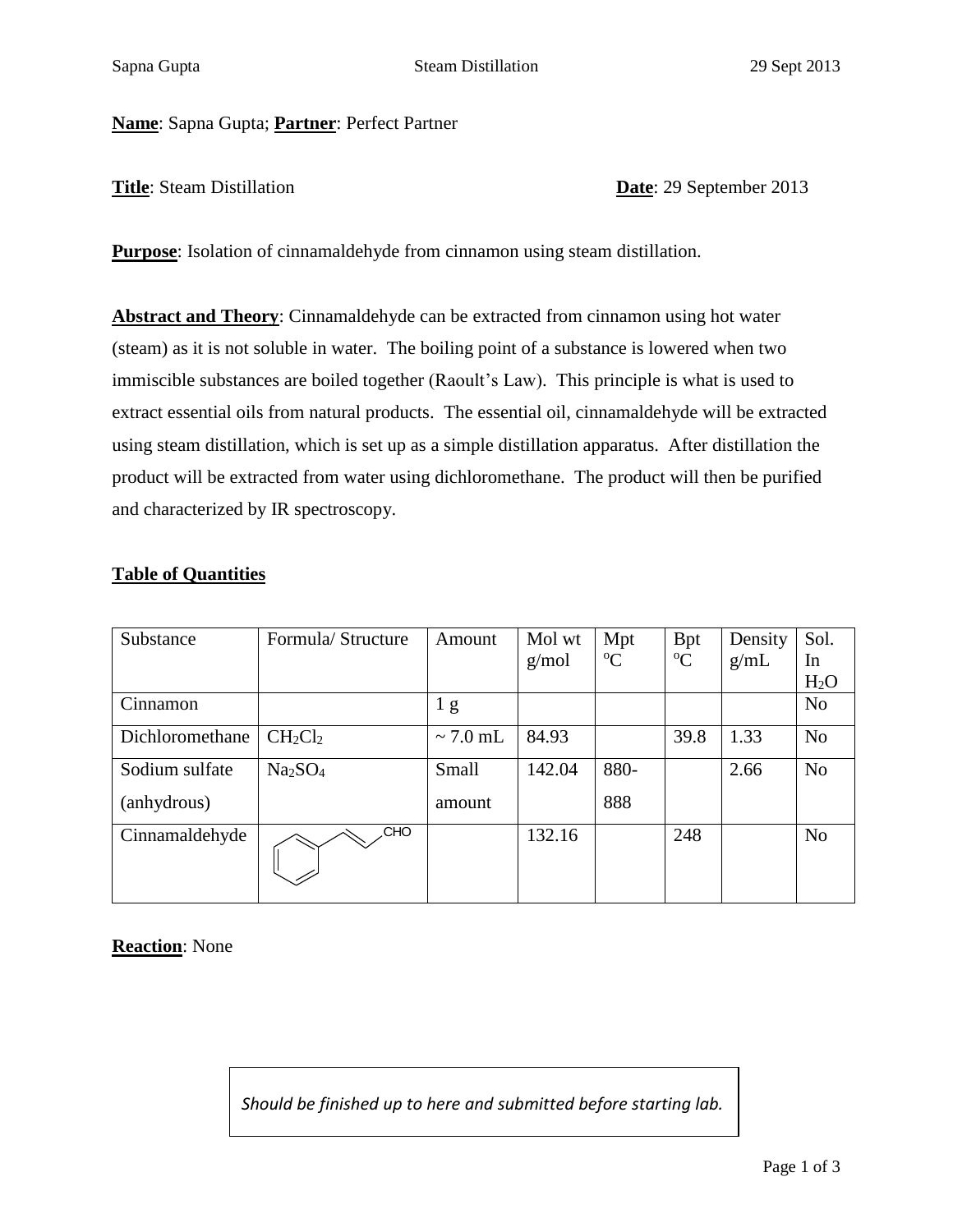**Name**: Sapna Gupta; **Partner**: Perfect Partner

**Title**: Steam Distillation **Date**: 29 September 2013

**Purpose**: Isolation of cinnamaldehyde from cinnamon using steam distillation.

**Abstract and Theory**: Cinnamaldehyde can be extracted from cinnamon using hot water (steam) as it is not soluble in water. The boiling point of a substance is lowered when two immiscible substances are boiled together (Raoult's Law). This principle is what is used to extract essential oils from natural products. The essential oil, cinnamaldehyde will be extracted using steam distillation, which is set up as a simple distillation apparatus. After distillation the product will be extracted from water using dichloromethane. The product will then be purified and characterized by IR spectroscopy.

**Table of Quantities**

| Substance | Formula/ Structure | Amount | Mol wt g/mol | Mpt °C | Bpt °C | Density g/mL | Sol. In $H_2O$ |
|---|---|---|---|---|---|---|---|
| Cinnamon | | 1 g | | | | | No |
| Dichloromethane | $CH_2Cl_2$ | ~ 7.0 mL | 84.93 | | 39.8 | 1.33 | No |
| Sodium sulfate (anhydrous) | $Na_2SO_4$ | Small amount | 142.04 | 880-888 | | 2.66 | No |
| Cinnamaldehyde | (structure: Ph–CH=CH–CHO) | | 132.16 | | 248 | | No |

**Reaction**: None

*Should be finished up to here and submitted before starting lab.*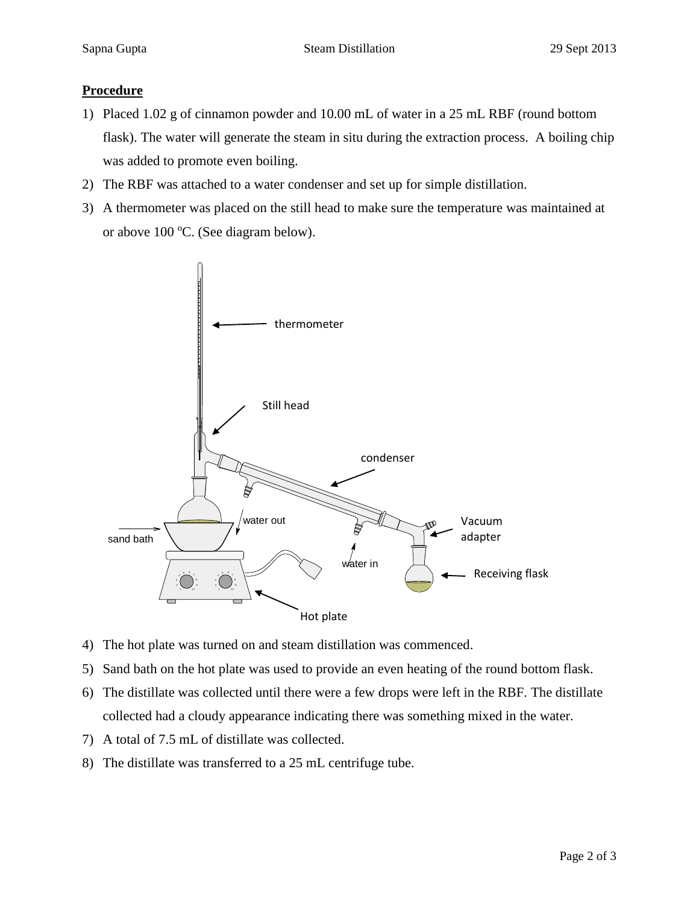## **Procedure**

1) Placed 1.02 g of cinnamon powder and 10.00 mL of water in a 25 mL RBF (round bottom flask). The water will generate the steam in situ during the extraction process. A boiling chip was added to promote even boiling.
2) The RBF was attached to a water condenser and set up for simple distillation.
3) A thermometer was placed on the still head to make sure the temperature was maintained at or above 100 $^{o}$C. (See diagram below).

4) The hot plate was turned on and steam distillation was commenced.
5) Sand bath on the hot plate was used to provide an even heating of the round bottom flask.
6) The distillate was collected until there were a few drops were left in the RBF. The distillate collected had a cloudy appearance indicating there was something mixed in the water.
7) A total of 7.5 mL of distillate was collected.
8) The distillate was transferred to a 25 mL centrifuge tube.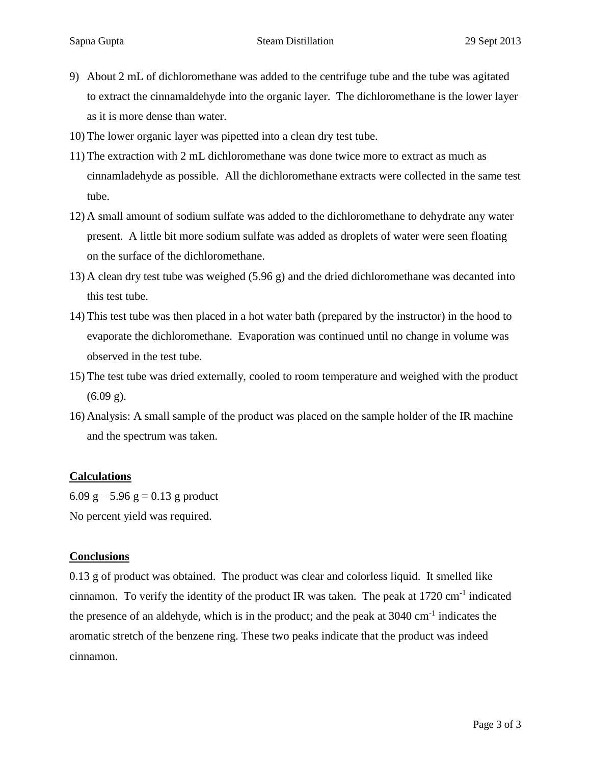9) About 2 mL of dichloromethane was added to the centrifuge tube and the tube was agitated to extract the cinnamaldehyde into the organic layer. The dichloromethane is the lower layer as it is more dense than water.
10) The lower organic layer was pipetted into a clean dry test tube.
11) The extraction with 2 mL dichloromethane was done twice more to extract as much as cinnamladehyde as possible. All the dichloromethane extracts were collected in the same test tube.
12) A small amount of sodium sulfate was added to the dichloromethane to dehydrate any water present. A little bit more sodium sulfate was added as droplets of water were seen floating on the surface of the dichloromethane.
13) A clean dry test tube was weighed (5.96 g) and the dried dichloromethane was decanted into this test tube.
14) This test tube was then placed in a hot water bath (prepared by the instructor) in the hood to evaporate the dichloromethane. Evaporation was continued until no change in volume was observed in the test tube.
15) The test tube was dried externally, cooled to room temperature and weighed with the product (6.09 g).
16) Analysis: A small sample of the product was placed on the sample holder of the IR machine and the spectrum was taken.

## Calculations

6.09 g – 5.96 g = 0.13 g product

No percent yield was required.

## Conclusions

0.13 g of product was obtained. The product was clear and colorless liquid. It smelled like cinnamon. To verify the identity of the product IR was taken. The peak at 1720 $cm^{-1}$ indicated the presence of an aldehyde, which is in the product; and the peak at 3040 $cm^{-1}$ indicates the aromatic stretch of the benzene ring. These two peaks indicate that the product was indeed cinnamon.